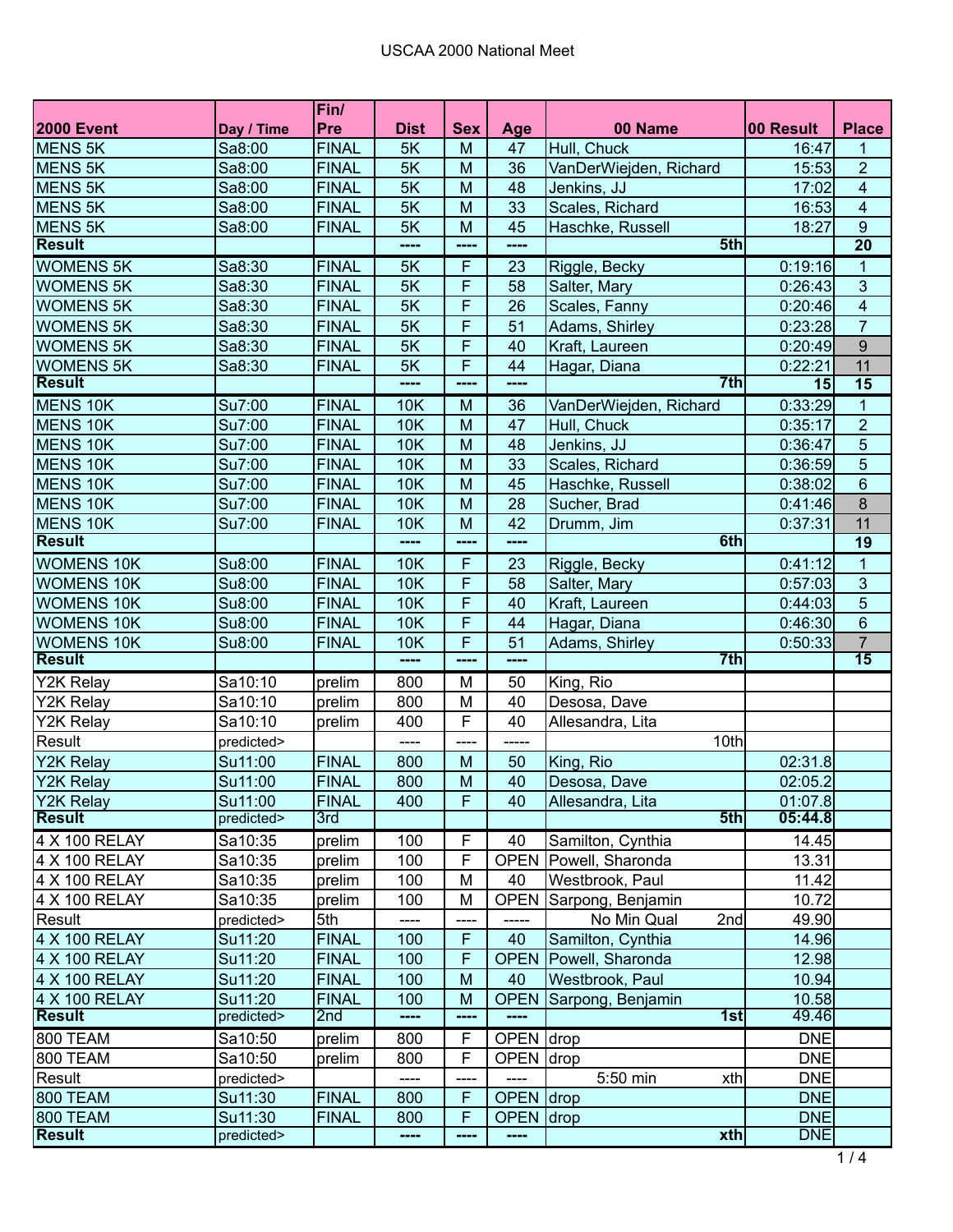# USCAA 2000 National Meet

| 2000 Event | Day / Time | Fin/ Pre | Dist | Sex | Age | 00 Name | 00 Result | Place |
|---|---|---|---|---|---|---|---|---|
| MENS 5K | Sa8:00 | FINAL | 5K | M | 47 | Hull, Chuck | 16:47 | 1 |
| MENS 5K | Sa8:00 | FINAL | 5K | M | 36 | VanDerWiejden, Richard | 15:53 | 2 |
| MENS 5K | Sa8:00 | FINAL | 5K | M | 48 | Jenkins, JJ | 17:02 | 4 |
| MENS 5K | Sa8:00 | FINAL | 5K | M | 33 | Scales, Richard | 16:53 | 4 |
| MENS 5K | Sa8:00 | FINAL | 5K | M | 45 | Haschke, Russell | 18:27 | 9 |
| **Result** | | | ---- | ---- | ---- | **5th** | | **20** |
| WOMENS 5K | Sa8:30 | FINAL | 5K | F | 23 | Riggle, Becky | 0:19:16 | 1 |
| WOMENS 5K | Sa8:30 | FINAL | 5K | F | 58 | Salter, Mary | 0:26:43 | 3 |
| WOMENS 5K | Sa8:30 | FINAL | 5K | F | 26 | Scales, Fanny | 0:20:46 | 4 |
| WOMENS 5K | Sa8:30 | FINAL | 5K | F | 51 | Adams, Shirley | 0:23:28 | 7 |
| WOMENS 5K | Sa8:30 | FINAL | 5K | F | 40 | Kraft, Laureen | 0:20:49 | 9 |
| WOMENS 5K | Sa8:30 | FINAL | 5K | F | 44 | Hagar, Diana | 0:22:21 | 11 |
| **Result** | | | ---- | ---- | ---- | **7th** | **15** | **15** |
| MENS 10K | Su7:00 | FINAL | 10K | M | 36 | VanDerWiejden, Richard | 0:33:29 | 1 |
| MENS 10K | Su7:00 | FINAL | 10K | M | 47 | Hull, Chuck | 0:35:17 | 2 |
| MENS 10K | Su7:00 | FINAL | 10K | M | 48 | Jenkins, JJ | 0:36:47 | 5 |
| MENS 10K | Su7:00 | FINAL | 10K | M | 33 | Scales, Richard | 0:36:59 | 5 |
| MENS 10K | Su7:00 | FINAL | 10K | M | 45 | Haschke, Russell | 0:38:02 | 6 |
| MENS 10K | Su7:00 | FINAL | 10K | M | 28 | Sucher, Brad | 0:41:46 | 8 |
| MENS 10K | Su7:00 | FINAL | 10K | M | 42 | Drumm, Jim | 0:37:31 | 11 |
| **Result** | | | ---- | ---- | ---- | **6th** | | **19** |
| WOMENS 10K | Su8:00 | FINAL | 10K | F | 23 | Riggle, Becky | 0:41:12 | 1 |
| WOMENS 10K | Su8:00 | FINAL | 10K | F | 58 | Salter, Mary | 0:57:03 | 3 |
| WOMENS 10K | Su8:00 | FINAL | 10K | F | 40 | Kraft, Laureen | 0:44:03 | 5 |
| WOMENS 10K | Su8:00 | FINAL | 10K | F | 44 | Hagar, Diana | 0:46:30 | 6 |
| WOMENS 10K | Su8:00 | FINAL | 10K | F | 51 | Adams, Shirley | 0:50:33 | 7 |
| **Result** | | | ---- | ---- | ---- | **7th** | | **15** |
| Y2K Relay | Sa10:10 | prelim | 800 | M | 50 | King, Rio | | |
| Y2K Relay | Sa10:10 | prelim | 800 | M | 40 | Desosa, Dave | | |
| Y2K Relay | Sa10:10 | prelim | 400 | F | 40 | Allesandra, Lita | | |
| Result | predicted> | | ---- | ---- | ----- | 10th | | |
| Y2K Relay | Su11:00 | FINAL | 800 | M | 50 | King, Rio | 02:31.8 | |
| Y2K Relay | Su11:00 | FINAL | 800 | M | 40 | Desosa, Dave | 02:05.2 | |
| Y2K Relay | Su11:00 | FINAL | 400 | F | 40 | Allesandra, Lita | 01:07.8 | |
| **Result** | predicted> | 3rd | | | | **5th** | **05:44.8** | |
| 4 X 100 RELAY | Sa10:35 | prelim | 100 | F | 40 | Samilton, Cynthia | 14.45 | |
| 4 X 100 RELAY | Sa10:35 | prelim | 100 | F | OPEN | Powell, Sharonda | 13.31 | |
| 4 X 100 RELAY | Sa10:35 | prelim | 100 | M | 40 | Westbrook, Paul | 11.42 | |
| 4 X 100 RELAY | Sa10:35 | prelim | 100 | M | OPEN | Sarpong, Benjamin | 10.72 | |
| Result | predicted> | 5th | ---- | ---- | ----- | No Min Qual 2nd | 49.90 | |
| 4 X 100 RELAY | Su11:20 | FINAL | 100 | F | 40 | Samilton, Cynthia | 14.96 | |
| 4 X 100 RELAY | Su11:20 | FINAL | 100 | F | OPEN | Powell, Sharonda | 12.98 | |
| 4 X 100 RELAY | Su11:20 | FINAL | 100 | M | 40 | Westbrook, Paul | 10.94 | |
| 4 X 100 RELAY | Su11:20 | FINAL | 100 | M | OPEN | Sarpong, Benjamin | 10.58 | |
| **Result** | predicted> | 2nd | ---- | ---- | ---- | **1st** | 49.46 | |
| 800 TEAM | Sa10:50 | prelim | 800 | F | OPEN | drop | DNE | |
| 800 TEAM | Sa10:50 | prelim | 800 | F | OPEN | drop | DNE | |
| Result | predicted> | | ---- | ---- | ---- | 5:50 min xth | DNE | |
| 800 TEAM | Su11:30 | FINAL | 800 | F | OPEN | drop | DNE | |
| 800 TEAM | Su11:30 | FINAL | 800 | F | OPEN | drop | DNE | |
| **Result** | predicted> | | ---- | ---- | ---- | **xth** | DNE | |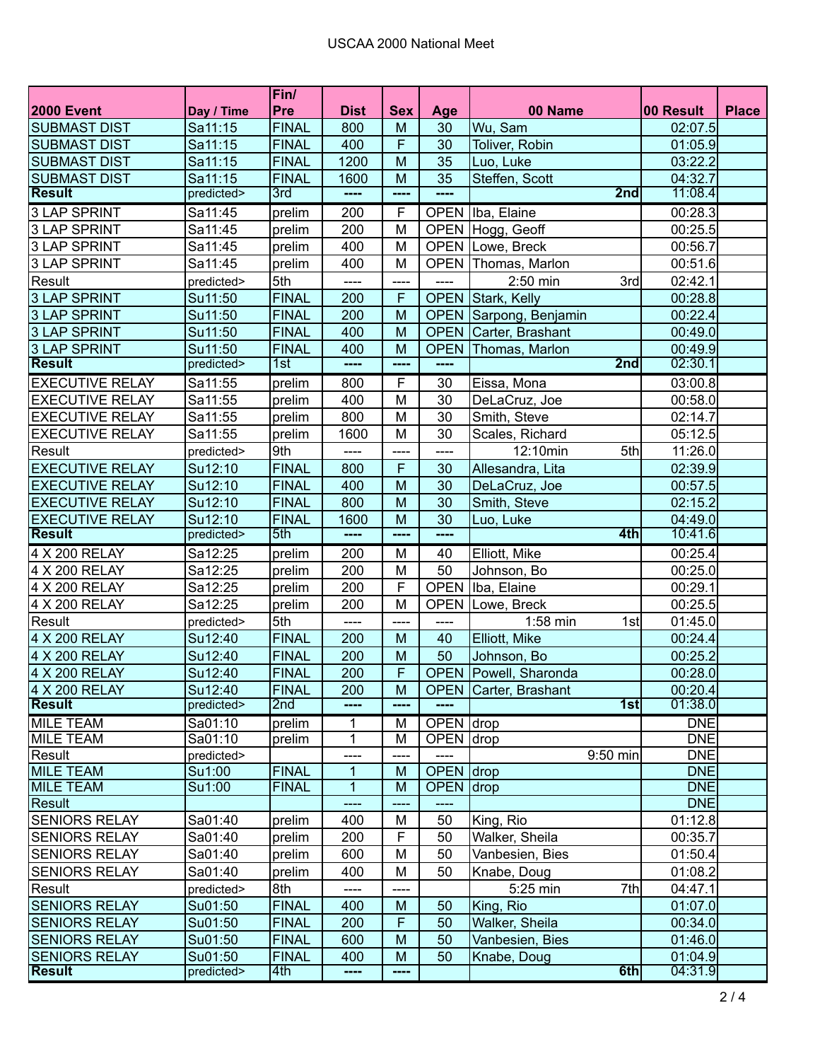# USCAA 2000 National Meet

| 2000 Event | Day / Time | Fin/ Pre | Dist | Sex | Age | 00 Name | 00 Result | Place |
|---|---|---|---|---|---|---|---|---|
| SUBMAST DIST | Sa11:15 | FINAL | 800 | M | 30 | Wu, Sam | 02:07.5 | |
| SUBMAST DIST | Sa11:15 | FINAL | 400 | F | 30 | Toliver, Robin | 01:05.9 | |
| SUBMAST DIST | Sa11:15 | FINAL | 1200 | M | 35 | Luo, Luke | 03:22.2 | |
| SUBMAST DIST | Sa11:15 | FINAL | 1600 | M | 35 | Steffen, Scott | 04:32.7 | |
| **Result** | predicted> | 3rd | ---- | ---- | ---- | **2nd** | 11:08.4 | |
| 3 LAP SPRINT | Sa11:45 | prelim | 200 | F | OPEN | Iba, Elaine | 00:28.3 | |
| 3 LAP SPRINT | Sa11:45 | prelim | 200 | M | OPEN | Hogg, Geoff | 00:25.5 | |
| 3 LAP SPRINT | Sa11:45 | prelim | 400 | M | OPEN | Lowe, Breck | 00:56.7 | |
| 3 LAP SPRINT | Sa11:45 | prelim | 400 | M | OPEN | Thomas, Marlon | 00:51.6 | |
| Result | predicted> | 5th | ---- | ---- | ---- | 2:50 min 3rd | 02:42.1 | |
| 3 LAP SPRINT | Su11:50 | FINAL | 200 | F | OPEN | Stark, Kelly | 00:28.8 | |
| 3 LAP SPRINT | Su11:50 | FINAL | 200 | M | OPEN | Sarpong, Benjamin | 00:22.4 | |
| 3 LAP SPRINT | Su11:50 | FINAL | 400 | M | OPEN | Carter, Brashant | 00:49.0 | |
| 3 LAP SPRINT | Su11:50 | FINAL | 400 | M | OPEN | Thomas, Marlon | 00:49.9 | |
| **Result** | predicted> | 1st | ---- | ---- | ---- | **2nd** | 02:30.1 | |
| EXECUTIVE RELAY | Sa11:55 | prelim | 800 | F | 30 | Eissa, Mona | 03:00.8 | |
| EXECUTIVE RELAY | Sa11:55 | prelim | 400 | M | 30 | DeLaCruz, Joe | 00:58.0 | |
| EXECUTIVE RELAY | Sa11:55 | prelim | 800 | M | 30 | Smith, Steve | 02:14.7 | |
| EXECUTIVE RELAY | Sa11:55 | prelim | 1600 | M | 30 | Scales, Richard | 05:12.5 | |
| Result | predicted> | 9th | ---- | ---- | ---- | 12:10min 5th | 11:26.0 | |
| EXECUTIVE RELAY | Su12:10 | FINAL | 800 | F | 30 | Allesandra, Lita | 02:39.9 | |
| EXECUTIVE RELAY | Su12:10 | FINAL | 400 | M | 30 | DeLaCruz, Joe | 00:57.5 | |
| EXECUTIVE RELAY | Su12:10 | FINAL | 800 | M | 30 | Smith, Steve | 02:15.2 | |
| EXECUTIVE RELAY | Su12:10 | FINAL | 1600 | M | 30 | Luo, Luke | 04:49.0 | |
| **Result** | predicted> | 5th | ---- | ---- | ---- | **4th** | 10:41.6 | |
| 4 X 200 RELAY | Sa12:25 | prelim | 200 | M | 40 | Elliott, Mike | 00:25.4 | |
| 4 X 200 RELAY | Sa12:25 | prelim | 200 | M | 50 | Johnson, Bo | 00:25.0 | |
| 4 X 200 RELAY | Sa12:25 | prelim | 200 | F | OPEN | Iba, Elaine | 00:29.1 | |
| 4 X 200 RELAY | Sa12:25 | prelim | 200 | M | OPEN | Lowe, Breck | 00:25.5 | |
| Result | predicted> | 5th | ---- | ---- | ---- | 1:58 min 1st | 01:45.0 | |
| 4 X 200 RELAY | Su12:40 | FINAL | 200 | M | 40 | Elliott, Mike | 00:24.4 | |
| 4 X 200 RELAY | Su12:40 | FINAL | 200 | M | 50 | Johnson, Bo | 00:25.2 | |
| 4 X 200 RELAY | Su12:40 | FINAL | 200 | F | OPEN | Powell, Sharonda | 00:28.0 | |
| 4 X 200 RELAY | Su12:40 | FINAL | 200 | M | OPEN | Carter, Brashant | 00:20.4 | |
| **Result** | predicted> | 2nd | ---- | ---- | ---- | **1st** | 01:38.0 | |
| MILE TEAM | Sa01:10 | prelim | 1 | M | OPEN | drop | DNE | |
| MILE TEAM | Sa01:10 | prelim | 1 | M | OPEN | drop | DNE | |
| Result | predicted> | | ---- | ---- | ---- | 9:50 min | DNE | |
| MILE TEAM | Su1:00 | FINAL | 1 | M | OPEN | drop | DNE | |
| MILE TEAM | Su1:00 | FINAL | 1 | M | OPEN | drop | DNE | |
| Result | | | ---- | ---- | ---- | | DNE | |
| SENIORS RELAY | Sa01:40 | prelim | 400 | M | 50 | King, Rio | 01:12.8 | |
| SENIORS RELAY | Sa01:40 | prelim | 200 | F | 50 | Walker, Sheila | 00:35.7 | |
| SENIORS RELAY | Sa01:40 | prelim | 600 | M | 50 | Vanbesien, Bies | 01:50.4 | |
| SENIORS RELAY | Sa01:40 | prelim | 400 | M | 50 | Knabe, Doug | 01:08.2 | |
| Result | predicted> | 8th | ---- | ---- | | 5:25 min 7th | 04:47.1 | |
| SENIORS RELAY | Su01:50 | FINAL | 400 | M | 50 | King, Rio | 01:07.0 | |
| SENIORS RELAY | Su01:50 | FINAL | 200 | F | 50 | Walker, Sheila | 00:34.0 | |
| SENIORS RELAY | Su01:50 | FINAL | 600 | M | 50 | Vanbesien, Bies | 01:46.0 | |
| SENIORS RELAY | Su01:50 | FINAL | 400 | M | 50 | Knabe, Doug | 01:04.9 | |
| **Result** | predicted> | 4th | ---- | ---- | | **6th** | 04:31.9 | |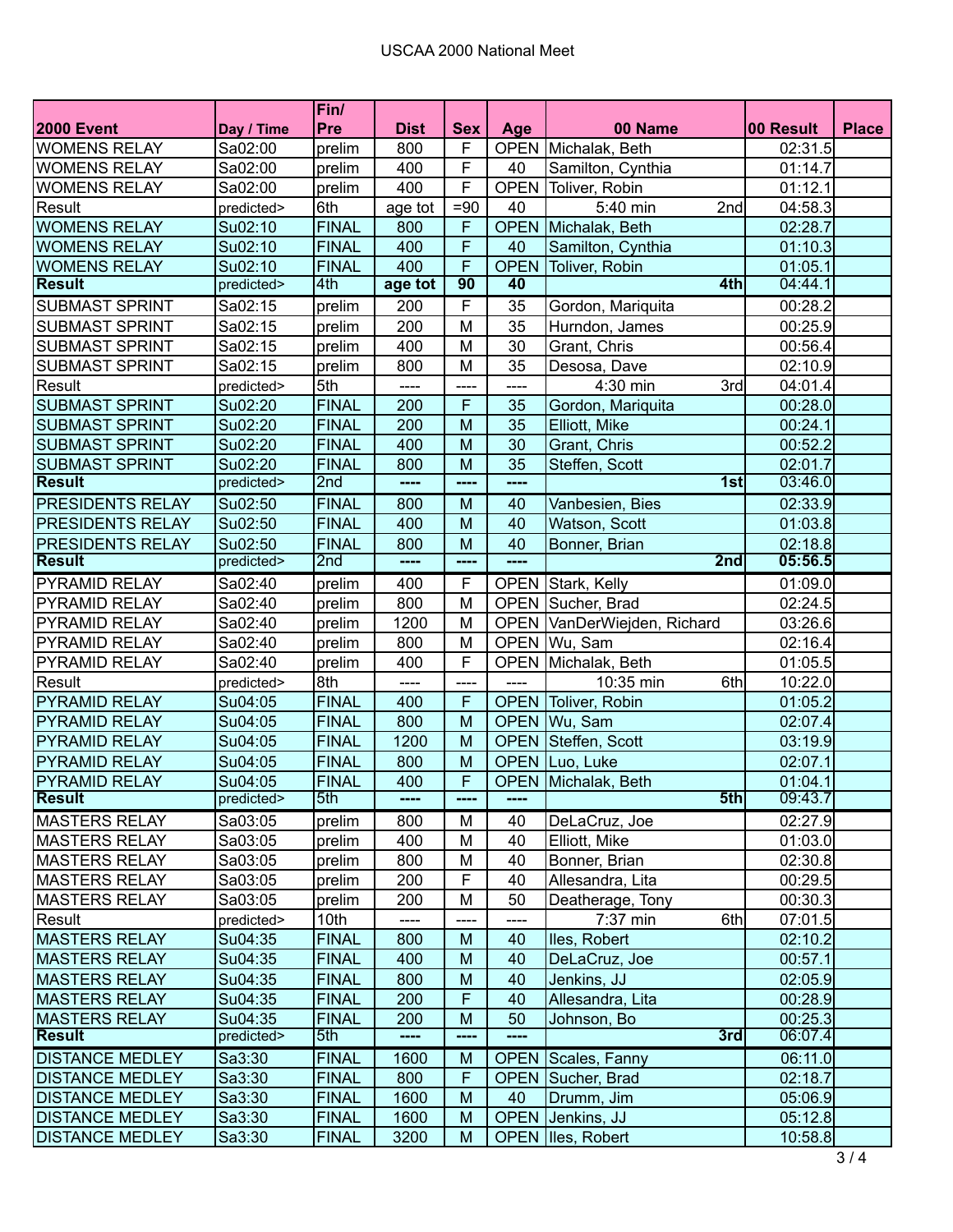USCAA 2000 National Meet

| 2000 Event | Day / Time | Fin/ Pre | Dist | Sex | Age | 00 Name | 00 Result | Place |
|---|---|---|---|---|---|---|---|---|
| WOMENS RELAY | Sa02:00 | prelim | 800 | F | OPEN | Michalak, Beth | 02:31.5 | |
| WOMENS RELAY | Sa02:00 | prelim | 400 | F | 40 | Samilton, Cynthia | 01:14.7 | |
| WOMENS RELAY | Sa02:00 | prelim | 400 | F | OPEN | Toliver, Robin | 01:12.1 | |
| Result | predicted> | 6th | age tot | =90 | 40 | 5:40 min 2nd | 04:58.3 | |
| WOMENS RELAY | Su02:10 | FINAL | 800 | F | OPEN | Michalak, Beth | 02:28.7 | |
| WOMENS RELAY | Su02:10 | FINAL | 400 | F | 40 | Samilton, Cynthia | 01:10.3 | |
| WOMENS RELAY | Su02:10 | FINAL | 400 | F | OPEN | Toliver, Robin | 01:05.1 | |
| **Result** | predicted> | 4th | **age tot** | **90** | **40** | **4th** | 04:44.1 | |
| SUBMAST SPRINT | Sa02:15 | prelim | 200 | F | 35 | Gordon, Mariquita | 00:28.2 | |
| SUBMAST SPRINT | Sa02:15 | prelim | 200 | M | 35 | Hurndon, James | 00:25.9 | |
| SUBMAST SPRINT | Sa02:15 | prelim | 400 | M | 30 | Grant, Chris | 00:56.4 | |
| SUBMAST SPRINT | Sa02:15 | prelim | 800 | M | 35 | Desosa, Dave | 02:10.9 | |
| Result | predicted> | 5th | ---- | ---- | ---- | 4:30 min 3rd | 04:01.4 | |
| SUBMAST SPRINT | Su02:20 | FINAL | 200 | F | 35 | Gordon, Mariquita | 00:28.0 | |
| SUBMAST SPRINT | Su02:20 | FINAL | 200 | M | 35 | Elliott, Mike | 00:24.1 | |
| SUBMAST SPRINT | Su02:20 | FINAL | 400 | M | 30 | Grant, Chris | 00:52.2 | |
| SUBMAST SPRINT | Su02:20 | FINAL | 800 | M | 35 | Steffen, Scott | 02:01.7 | |
| **Result** | predicted> | 2nd | ---- | ---- | ---- | **1st** | 03:46.0 | |
| PRESIDENTS RELAY | Su02:50 | FINAL | 800 | M | 40 | Vanbesien, Bies | 02:33.9 | |
| PRESIDENTS RELAY | Su02:50 | FINAL | 400 | M | 40 | Watson, Scott | 01:03.8 | |
| PRESIDENTS RELAY | Su02:50 | FINAL | 800 | M | 40 | Bonner, Brian | 02:18.8 | |
| **Result** | predicted> | 2nd | ---- | ---- | ---- | **2nd** | **05:56.5** | |
| PYRAMID RELAY | Sa02:40 | prelim | 400 | F | OPEN | Stark, Kelly | 01:09.0 | |
| PYRAMID RELAY | Sa02:40 | prelim | 800 | M | OPEN | Sucher, Brad | 02:24.5 | |
| PYRAMID RELAY | Sa02:40 | prelim | 1200 | M | OPEN | VanDerWiejden, Richard | 03:26.6 | |
| PYRAMID RELAY | Sa02:40 | prelim | 800 | M | OPEN | Wu, Sam | 02:16.4 | |
| PYRAMID RELAY | Sa02:40 | prelim | 400 | F | OPEN | Michalak, Beth | 01:05.5 | |
| Result | predicted> | 8th | ---- | ---- | ---- | 10:35 min 6th | 10:22.0 | |
| PYRAMID RELAY | Su04:05 | FINAL | 400 | F | OPEN | Toliver, Robin | 01:05.2 | |
| PYRAMID RELAY | Su04:05 | FINAL | 800 | M | OPEN | Wu, Sam | 02:07.4 | |
| PYRAMID RELAY | Su04:05 | FINAL | 1200 | M | OPEN | Steffen, Scott | 03:19.9 | |
| PYRAMID RELAY | Su04:05 | FINAL | 800 | M | OPEN | Luo, Luke | 02:07.1 | |
| PYRAMID RELAY | Su04:05 | FINAL | 400 | F | OPEN | Michalak, Beth | 01:04.1 | |
| **Result** | predicted> | 5th | ---- | ---- | ---- | **5th** | 09:43.7 | |
| MASTERS RELAY | Sa03:05 | prelim | 800 | M | 40 | DeLaCruz, Joe | 02:27.9 | |
| MASTERS RELAY | Sa03:05 | prelim | 400 | M | 40 | Elliott, Mike | 01:03.0 | |
| MASTERS RELAY | Sa03:05 | prelim | 800 | M | 40 | Bonner, Brian | 02:30.8 | |
| MASTERS RELAY | Sa03:05 | prelim | 200 | F | 40 | Allesandra, Lita | 00:29.5 | |
| MASTERS RELAY | Sa03:05 | prelim | 200 | M | 50 | Deatherage, Tony | 00:30.3 | |
| Result | predicted> | 10th | ---- | ---- | ---- | 7:37 min 6th | 07:01.5 | |
| MASTERS RELAY | Su04:35 | FINAL | 800 | M | 40 | Iles, Robert | 02:10.2 | |
| MASTERS RELAY | Su04:35 | FINAL | 400 | M | 40 | DeLaCruz, Joe | 00:57.1 | |
| MASTERS RELAY | Su04:35 | FINAL | 800 | M | 40 | Jenkins, JJ | 02:05.9 | |
| MASTERS RELAY | Su04:35 | FINAL | 200 | F | 40 | Allesandra, Lita | 00:28.9 | |
| MASTERS RELAY | Su04:35 | FINAL | 200 | M | 50 | Johnson, Bo | 00:25.3 | |
| **Result** | predicted> | 5th | ---- | ---- | ---- | **3rd** | 06:07.4 | |
| DISTANCE MEDLEY | Sa3:30 | FINAL | 1600 | M | OPEN | Scales, Fanny | 06:11.0 | |
| DISTANCE MEDLEY | Sa3:30 | FINAL | 800 | F | OPEN | Sucher, Brad | 02:18.7 | |
| DISTANCE MEDLEY | Sa3:30 | FINAL | 1600 | M | 40 | Drumm, Jim | 05:06.9 | |
| DISTANCE MEDLEY | Sa3:30 | FINAL | 1600 | M | OPEN | Jenkins, JJ | 05:12.8 | |
| DISTANCE MEDLEY | Sa3:30 | FINAL | 3200 | M | OPEN | Iles, Robert | 10:58.8 | |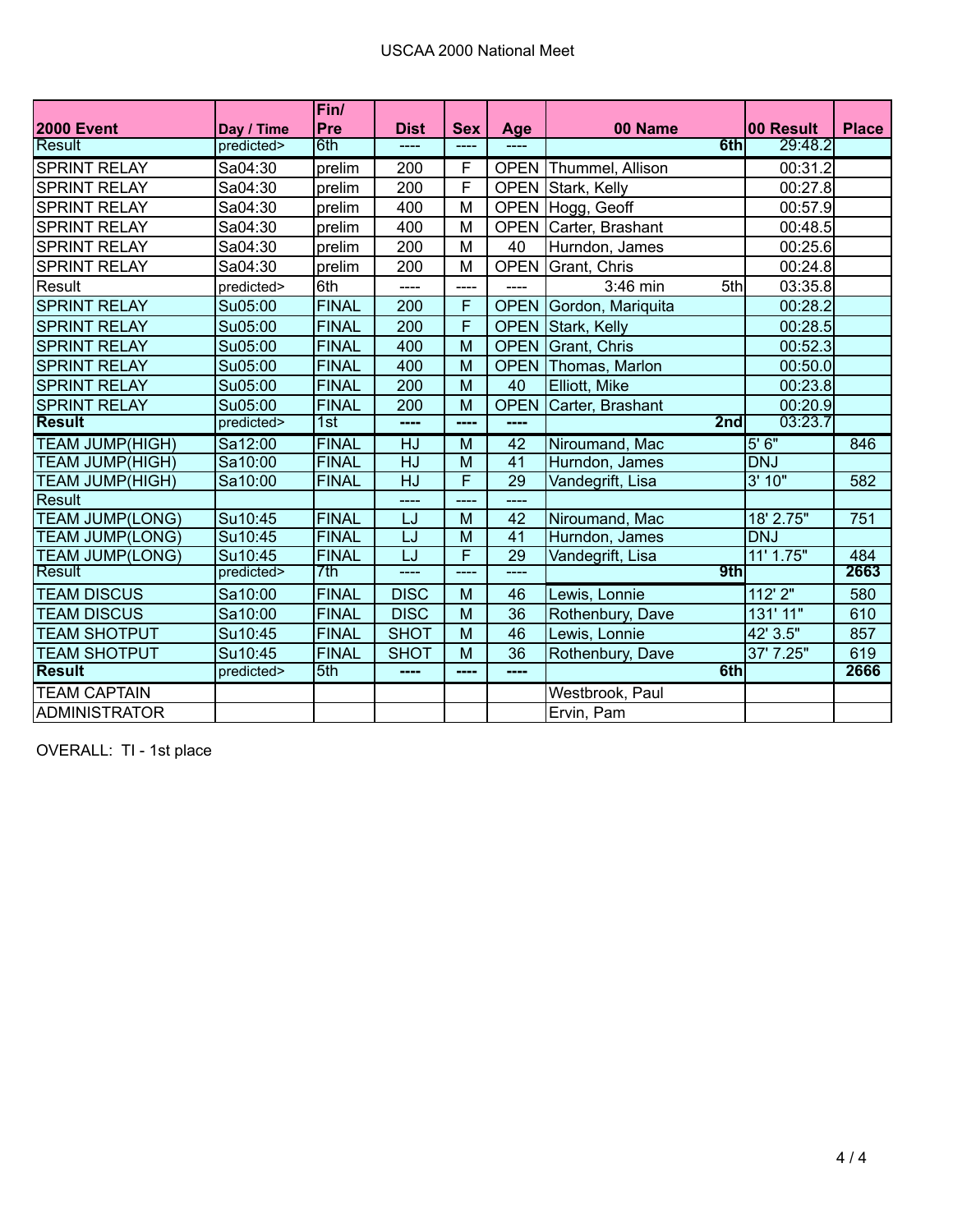USCAA 2000 National Meet

| 2000 Event | Day / Time | Fin/ Pre | Dist | Sex | Age | 00 Name | 00 Result | Place |
|---|---|---|---|---|---|---|---|---|
| Result | predicted> | 6th | ---- | ---- | ---- | 6th | 29:48.2 | |
| SPRINT RELAY | Sa04:30 | prelim | 200 | F | OPEN | Thummel, Allison | 00:31.2 | |
| SPRINT RELAY | Sa04:30 | prelim | 200 | F | OPEN | Stark, Kelly | 00:27.8 | |
| SPRINT RELAY | Sa04:30 | prelim | 400 | M | OPEN | Hogg, Geoff | 00:57.9 | |
| SPRINT RELAY | Sa04:30 | prelim | 400 | M | OPEN | Carter, Brashant | 00:48.5 | |
| SPRINT RELAY | Sa04:30 | prelim | 200 | M | 40 | Hurndon, James | 00:25.6 | |
| SPRINT RELAY | Sa04:30 | prelim | 200 | M | OPEN | Grant, Chris | 00:24.8 | |
| Result | predicted> | 6th | ---- | ---- | ---- | 3:46 min 5th | 03:35.8 | |
| SPRINT RELAY | Su05:00 | FINAL | 200 | F | OPEN | Gordon, Mariquita | 00:28.2 | |
| SPRINT RELAY | Su05:00 | FINAL | 200 | F | OPEN | Stark, Kelly | 00:28.5 | |
| SPRINT RELAY | Su05:00 | FINAL | 400 | M | OPEN | Grant, Chris | 00:52.3 | |
| SPRINT RELAY | Su05:00 | FINAL | 400 | M | OPEN | Thomas, Marlon | 00:50.0 | |
| SPRINT RELAY | Su05:00 | FINAL | 200 | M | 40 | Elliott, Mike | 00:23.8 | |
| SPRINT RELAY | Su05:00 | FINAL | 200 | M | OPEN | Carter, Brashant | 00:20.9 | |
| **Result** | predicted> | 1st | ---- | ---- | ---- | **2nd** | 03:23.7 | |
| TEAM JUMP(HIGH) | Sa12:00 | FINAL | HJ | M | 42 | Niroumand, Mac | 5' 6" | 846 |
| TEAM JUMP(HIGH) | Sa10:00 | FINAL | HJ | M | 41 | Hurndon, James | DNJ | |
| TEAM JUMP(HIGH) | Sa10:00 | FINAL | HJ | F | 29 | Vandegrift, Lisa | 3' 10" | 582 |
| Result | | | ---- | ---- | ---- | | | |
| TEAM JUMP(LONG) | Su10:45 | FINAL | LJ | M | 42 | Niroumand, Mac | 18' 2.75" | 751 |
| TEAM JUMP(LONG) | Su10:45 | FINAL | LJ | M | 41 | Hurndon, James | DNJ | |
| TEAM JUMP(LONG) | Su10:45 | FINAL | LJ | F | 29 | Vandegrift, Lisa | 11' 1.75" | 484 |
| Result | predicted> | 7th | ---- | ---- | ---- | 9th | | 2663 |
| TEAM DISCUS | Sa10:00 | FINAL | DISC | M | 46 | Lewis, Lonnie | 112' 2" | 580 |
| TEAM DISCUS | Sa10:00 | FINAL | DISC | M | 36 | Rothenbury, Dave | 131' 11" | 610 |
| TEAM SHOTPUT | Su10:45 | FINAL | SHOT | M | 46 | Lewis, Lonnie | 42' 3.5" | 857 |
| TEAM SHOTPUT | Su10:45 | FINAL | SHOT | M | 36 | Rothenbury, Dave | 37' 7.25" | 619 |
| **Result** | predicted> | 5th | ---- | ---- | ---- | **6th** | | **2666** |
| TEAM CAPTAIN | | | | | | Westbrook, Paul | | |
| ADMINISTRATOR | | | | | | Ervin, Pam | | |

OVERALL: TI - 1st place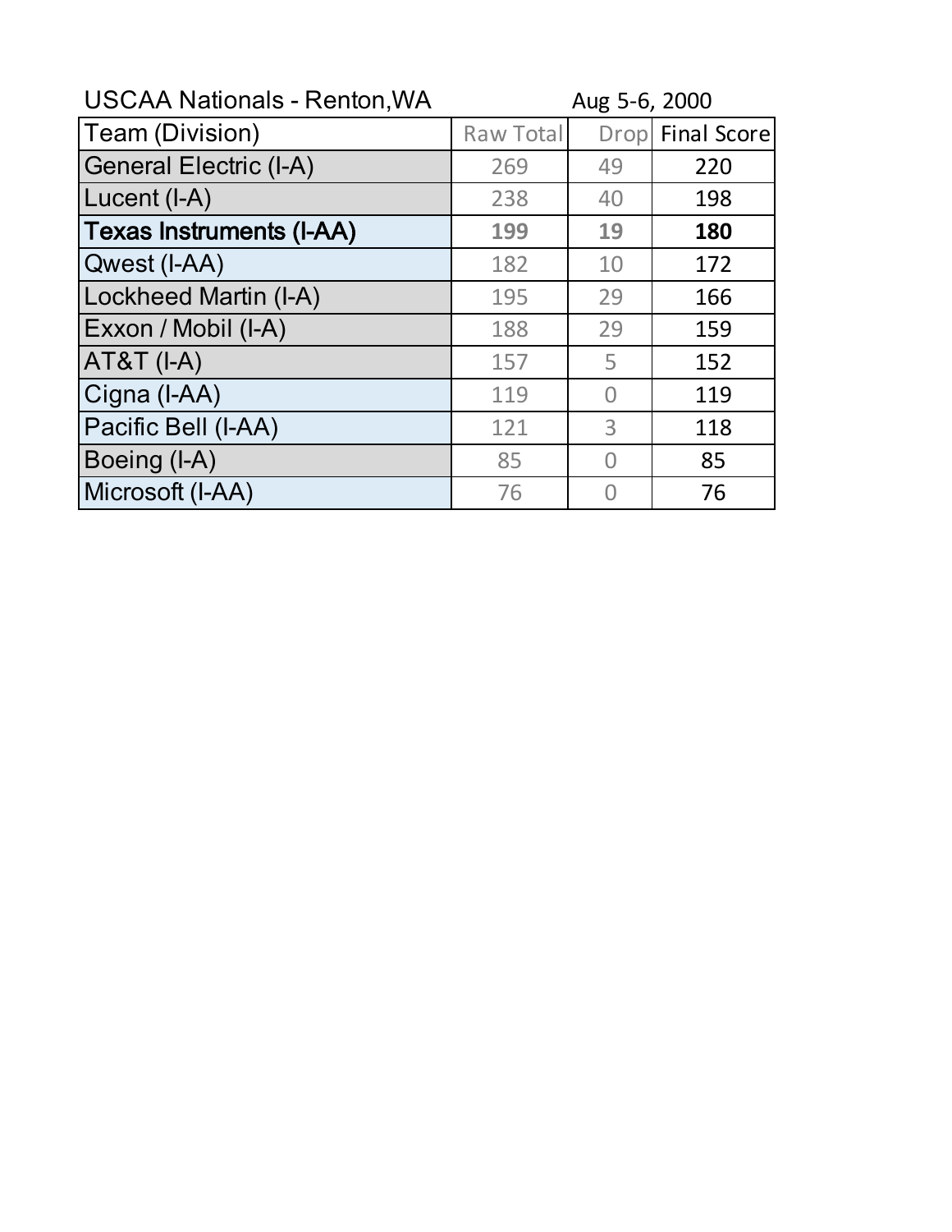USCAA Nationals - Renton,WA Aug 5-6, 2000

| Team (Division) | Raw Total | Drop | Final Score |
|---|---|---|---|
| General Electric (I-A) | 269 | 49 | 220 |
| Lucent (I-A) | 238 | 40 | 198 |
| **Texas Instruments (I-AA)** | **199** | **19** | **180** |
| Qwest (I-AA) | 182 | 10 | 172 |
| Lockheed Martin (I-A) | 195 | 29 | 166 |
| Exxon / Mobil (I-A) | 188 | 29 | 159 |
| AT&T (I-A) | 157 | 5 | 152 |
| Cigna (I-AA) | 119 | 0 | 119 |
| Pacific Bell (I-AA) | 121 | 3 | 118 |
| Boeing (I-A) | 85 | 0 | 85 |
| Microsoft (I-AA) | 76 | 0 | 76 |